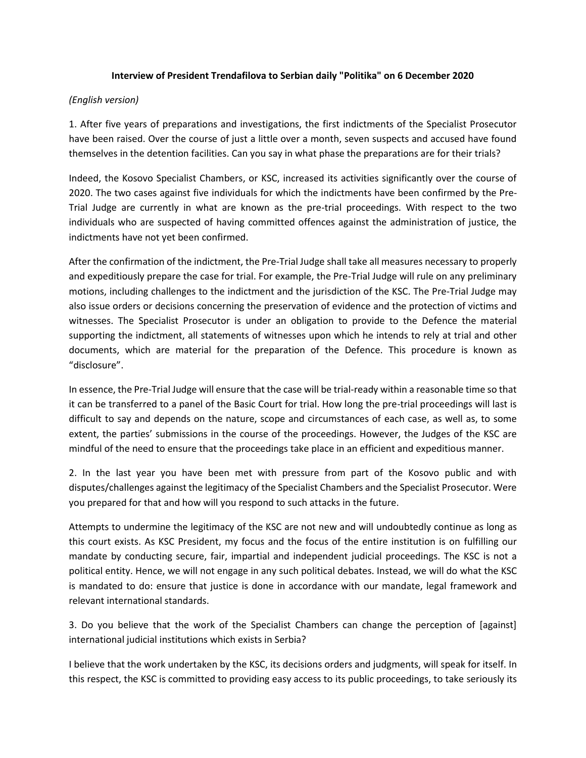**Interview of President Trendafilova to Serbian daily "Politika" on 6 December 2020**

*(English version)*

1. After five years of preparations and investigations, the first indictments of the Specialist Prosecutor have been raised. Over the course of just a little over a month, seven suspects and accused have found themselves in the detention facilities. Can you say in what phase the preparations are for their trials?

Indeed, the Kosovo Specialist Chambers, or KSC, increased its activities significantly over the course of 2020. The two cases against five individuals for which the indictments have been confirmed by the Pre-Trial Judge are currently in what are known as the pre-trial proceedings. With respect to the two individuals who are suspected of having committed offences against the administration of justice, the indictments have not yet been confirmed.

After the confirmation of the indictment, the Pre-Trial Judge shall take all measures necessary to properly and expeditiously prepare the case for trial. For example, the Pre-Trial Judge will rule on any preliminary motions, including challenges to the indictment and the jurisdiction of the KSC. The Pre-Trial Judge may also issue orders or decisions concerning the preservation of evidence and the protection of victims and witnesses. The Specialist Prosecutor is under an obligation to provide to the Defence the material supporting the indictment, all statements of witnesses upon which he intends to rely at trial and other documents, which are material for the preparation of the Defence. This procedure is known as "disclosure".

In essence, the Pre-Trial Judge will ensure that the case will be trial-ready within a reasonable time so that it can be transferred to a panel of the Basic Court for trial. How long the pre-trial proceedings will last is difficult to say and depends on the nature, scope and circumstances of each case, as well as, to some extent, the parties' submissions in the course of the proceedings. However, the Judges of the KSC are mindful of the need to ensure that the proceedings take place in an efficient and expeditious manner.

2. In the last year you have been met with pressure from part of the Kosovo public and with disputes/challenges against the legitimacy of the Specialist Chambers and the Specialist Prosecutor. Were you prepared for that and how will you respond to such attacks in the future.

Attempts to undermine the legitimacy of the KSC are not new and will undoubtedly continue as long as this court exists. As KSC President, my focus and the focus of the entire institution is on fulfilling our mandate by conducting secure, fair, impartial and independent judicial proceedings. The KSC is not a political entity. Hence, we will not engage in any such political debates. Instead, we will do what the KSC is mandated to do: ensure that justice is done in accordance with our mandate, legal framework and relevant international standards.

3. Do you believe that the work of the Specialist Chambers can change the perception of [against] international judicial institutions which exists in Serbia?

I believe that the work undertaken by the KSC, its decisions orders and judgments, will speak for itself. In this respect, the KSC is committed to providing easy access to its public proceedings, to take seriously its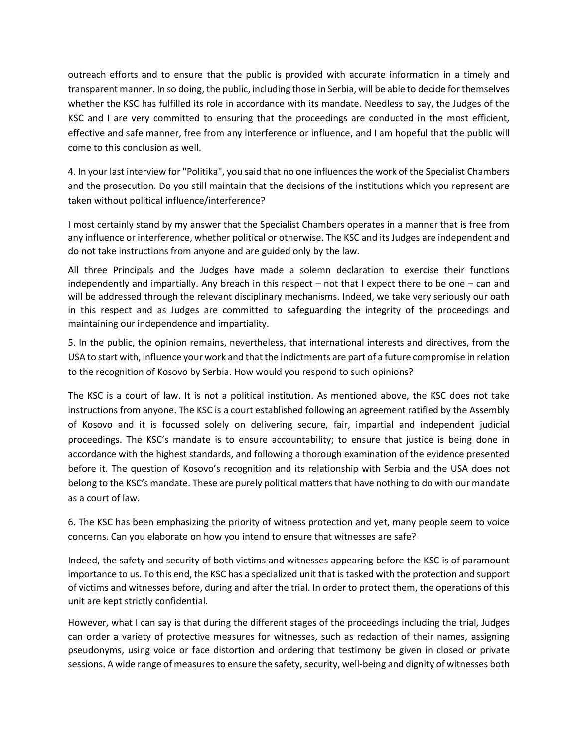outreach efforts and to ensure that the public is provided with accurate information in a timely and transparent manner. In so doing, the public, including those in Serbia, will be able to decide for themselves whether the KSC has fulfilled its role in accordance with its mandate. Needless to say, the Judges of the KSC and I are very committed to ensuring that the proceedings are conducted in the most efficient, effective and safe manner, free from any interference or influence, and I am hopeful that the public will come to this conclusion as well.

4. In your last interview for "Politika", you said that no one influences the work of the Specialist Chambers and the prosecution. Do you still maintain that the decisions of the institutions which you represent are taken without political influence/interference?

I most certainly stand by my answer that the Specialist Chambers operates in a manner that is free from any influence or interference, whether political or otherwise. The KSC and its Judges are independent and do not take instructions from anyone and are guided only by the law.

All three Principals and the Judges have made a solemn declaration to exercise their functions independently and impartially. Any breach in this respect – not that I expect there to be one – can and will be addressed through the relevant disciplinary mechanisms. Indeed, we take very seriously our oath in this respect and as Judges are committed to safeguarding the integrity of the proceedings and maintaining our independence and impartiality.

5. In the public, the opinion remains, nevertheless, that international interests and directives, from the USA to start with, influence your work and that the indictments are part of a future compromise in relation to the recognition of Kosovo by Serbia. How would you respond to such opinions?

The KSC is a court of law. It is not a political institution. As mentioned above, the KSC does not take instructions from anyone. The KSC is a court established following an agreement ratified by the Assembly of Kosovo and it is focussed solely on delivering secure, fair, impartial and independent judicial proceedings. The KSC's mandate is to ensure accountability; to ensure that justice is being done in accordance with the highest standards, and following a thorough examination of the evidence presented before it. The question of Kosovo's recognition and its relationship with Serbia and the USA does not belong to the KSC's mandate. These are purely political matters that have nothing to do with our mandate as a court of law.

6. The KSC has been emphasizing the priority of witness protection and yet, many people seem to voice concerns. Can you elaborate on how you intend to ensure that witnesses are safe?

Indeed, the safety and security of both victims and witnesses appearing before the KSC is of paramount importance to us. To this end, the KSC has a specialized unit that is tasked with the protection and support of victims and witnesses before, during and after the trial. In order to protect them, the operations of this unit are kept strictly confidential.

However, what I can say is that during the different stages of the proceedings including the trial, Judges can order a variety of protective measures for witnesses, such as redaction of their names, assigning pseudonyms, using voice or face distortion and ordering that testimony be given in closed or private sessions. A wide range of measures to ensure the safety, security, well-being and dignity of witnesses both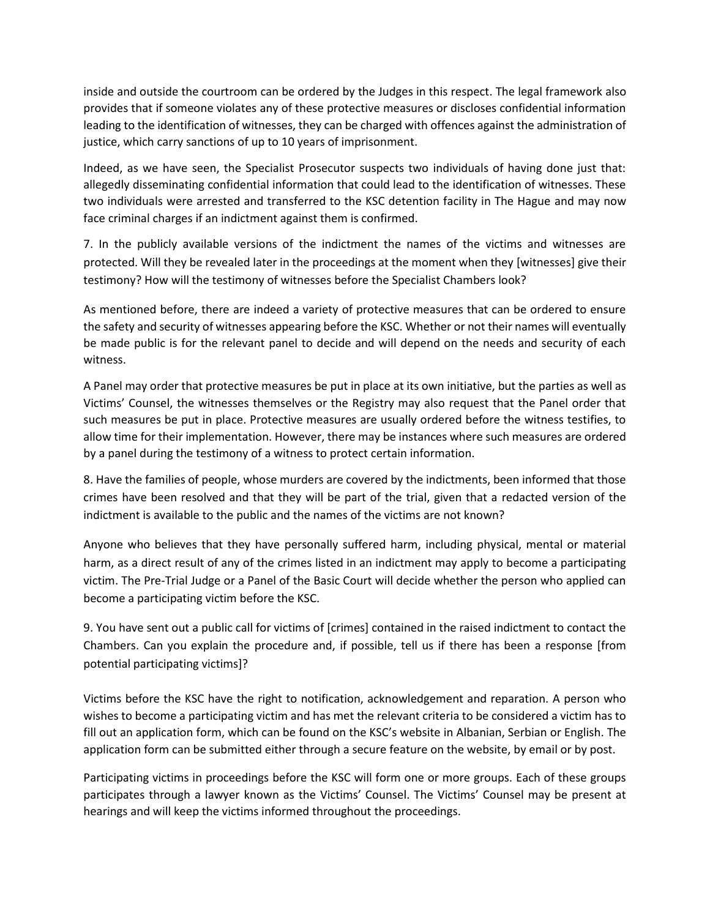inside and outside the courtroom can be ordered by the Judges in this respect. The legal framework also provides that if someone violates any of these protective measures or discloses confidential information leading to the identification of witnesses, they can be charged with offences against the administration of justice, which carry sanctions of up to 10 years of imprisonment.

Indeed, as we have seen, the Specialist Prosecutor suspects two individuals of having done just that: allegedly disseminating confidential information that could lead to the identification of witnesses. These two individuals were arrested and transferred to the KSC detention facility in The Hague and may now face criminal charges if an indictment against them is confirmed.

7. In the publicly available versions of the indictment the names of the victims and witnesses are protected. Will they be revealed later in the proceedings at the moment when they [witnesses] give their testimony? How will the testimony of witnesses before the Specialist Chambers look?

As mentioned before, there are indeed a variety of protective measures that can be ordered to ensure the safety and security of witnesses appearing before the KSC. Whether or not their names will eventually be made public is for the relevant panel to decide and will depend on the needs and security of each witness.

A Panel may order that protective measures be put in place at its own initiative, but the parties as well as Victims' Counsel, the witnesses themselves or the Registry may also request that the Panel order that such measures be put in place. Protective measures are usually ordered before the witness testifies, to allow time for their implementation. However, there may be instances where such measures are ordered by a panel during the testimony of a witness to protect certain information.

8. Have the families of people, whose murders are covered by the indictments, been informed that those crimes have been resolved and that they will be part of the trial, given that a redacted version of the indictment is available to the public and the names of the victims are not known?

Anyone who believes that they have personally suffered harm, including physical, mental or material harm, as a direct result of any of the crimes listed in an indictment may apply to become a participating victim. The Pre-Trial Judge or a Panel of the Basic Court will decide whether the person who applied can become a participating victim before the KSC.

9. You have sent out a public call for victims of [crimes] contained in the raised indictment to contact the Chambers. Can you explain the procedure and, if possible, tell us if there has been a response [from potential participating victims]?

Victims before the KSC have the right to notification, acknowledgement and reparation. A person who wishes to become a participating victim and has met the relevant criteria to be considered a victim has to fill out an application form, which can be found on the KSC's website in Albanian, Serbian or English. The application form can be submitted either through a secure feature on the website, by email or by post.

Participating victims in proceedings before the KSC will form one or more groups. Each of these groups participates through a lawyer known as the Victims' Counsel. The Victims' Counsel may be present at hearings and will keep the victims informed throughout the proceedings.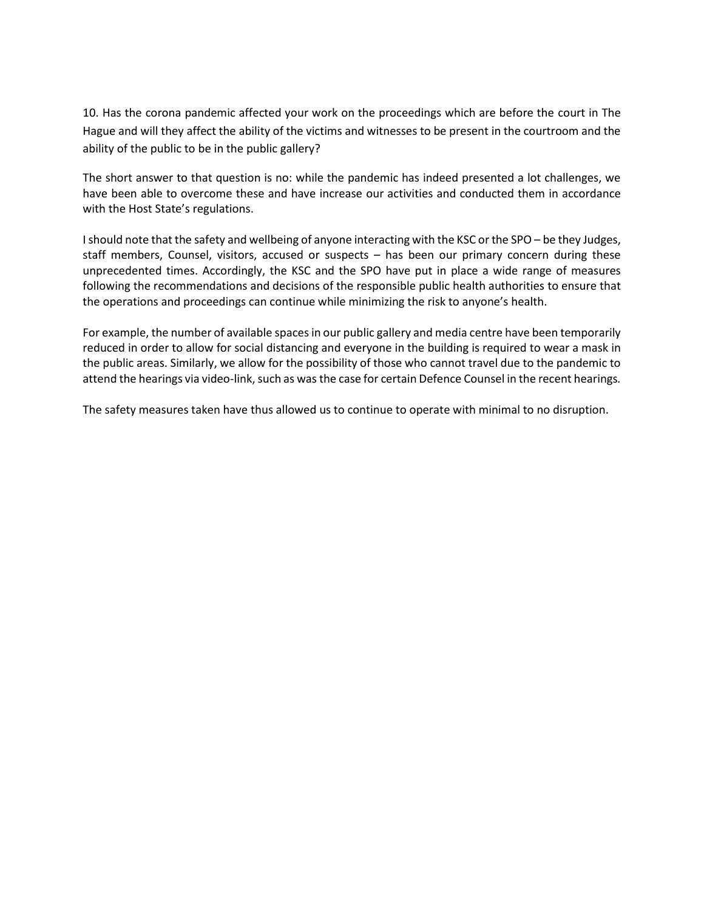10. Has the corona pandemic affected your work on the proceedings which are before the court in The Hague and will they affect the ability of the victims and witnesses to be present in the courtroom and the ability of the public to be in the public gallery?

The short answer to that question is no: while the pandemic has indeed presented a lot challenges, we have been able to overcome these and have increase our activities and conducted them in accordance with the Host State's regulations.

I should note that the safety and wellbeing of anyone interacting with the KSC or the SPO – be they Judges, staff members, Counsel, visitors, accused or suspects – has been our primary concern during these unprecedented times. Accordingly, the KSC and the SPO have put in place a wide range of measures following the recommendations and decisions of the responsible public health authorities to ensure that the operations and proceedings can continue while minimizing the risk to anyone's health.

For example, the number of available spaces in our public gallery and media centre have been temporarily reduced in order to allow for social distancing and everyone in the building is required to wear a mask in the public areas. Similarly, we allow for the possibility of those who cannot travel due to the pandemic to attend the hearings via video-link, such as was the case for certain Defence Counsel in the recent hearings.

The safety measures taken have thus allowed us to continue to operate with minimal to no disruption.